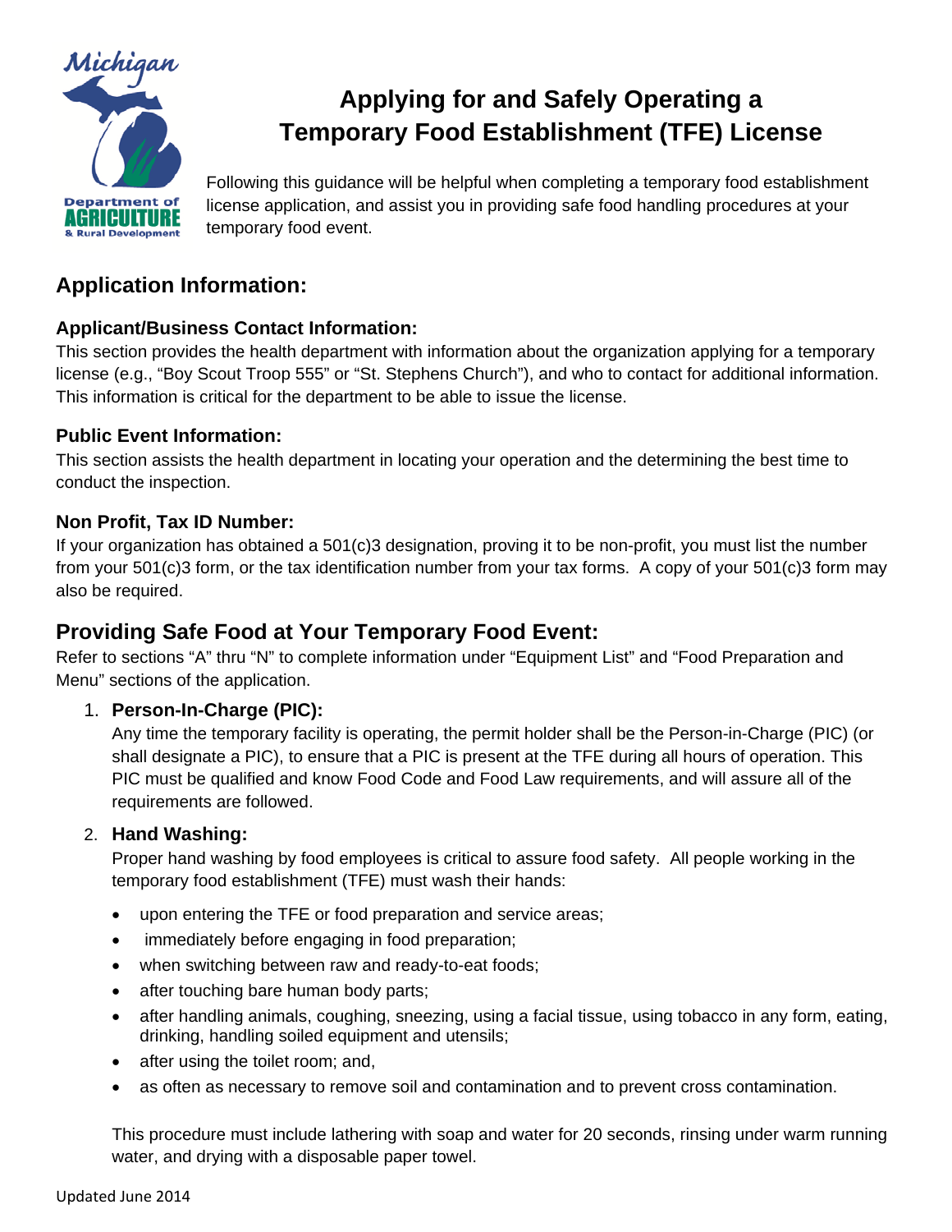# Applying for and Safely Operating a Temporary Food Establishment (TFE) License

Following this guidance will be helpful when completing a temporary food establishment license application, and assist you in providing safe food handling procedures at your temporary food event.

## Application Information:

### Applicant/Business Contact Information:

This section provides the health department with information about the organization applying for a temporary license (e.g., "Boy Scout Troop 555" or "St. Stephens Church"), and who to contact for additional information. This information is critical for the department to be able to issue the license.

### Public Event Information:

This section assists the health department in locating your operation and the determining the best time to conduct the inspection.

### Non Profit, Tax ID Number:

If your organization has obtained a 501(c)3 designation, proving it to be non-profit, you must list the number from your 501(c)3 form, or the tax identification number from your tax forms. A copy of your 501(c)3 form may also be required.

## Providing Safe Food at Your Temporary Food Event:

Refer to sections "A" thru "N" to complete information under "Equipment List" and "Food Preparation and Menu" sections of the application.

1. **Person-In-Charge (PIC):**
   Any time the temporary facility is operating, the permit holder shall be the Person-in-Charge (PIC) (or shall designate a PIC), to ensure that a PIC is present at the TFE during all hours of operation. This PIC must be qualified and know Food Code and Food Law requirements, and will assure all of the requirements are followed.

2. **Hand Washing:**
   Proper hand washing by food employees is critical to assure food safety. All people working in the temporary food establishment (TFE) must wash their hands:

   - upon entering the TFE or food preparation and service areas;
   - immediately before engaging in food preparation;
   - when switching between raw and ready-to-eat foods;
   - after touching bare human body parts;
   - after handling animals, coughing, sneezing, using a facial tissue, using tobacco in any form, eating, drinking, handling soiled equipment and utensils;
   - after using the toilet room; and,
   - as often as necessary to remove soil and contamination and to prevent cross contamination.

   This procedure must include lathering with soap and water for 20 seconds, rinsing under warm running water, and drying with a disposable paper towel.

Updated June 2014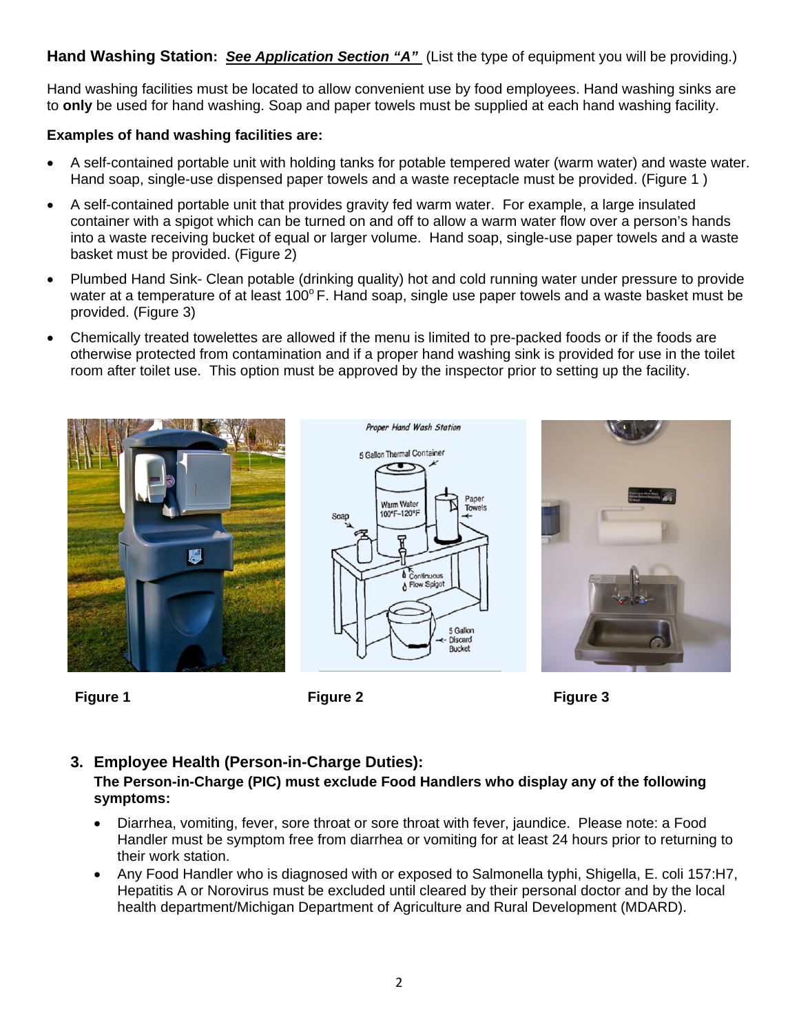**Hand Washing Station:** ***See Application Section "A"*** (List the type of equipment you will be providing.)

Hand washing facilities must be located to allow convenient use by food employees. Hand washing sinks are to **only** be used for hand washing. Soap and paper towels must be supplied at each hand washing facility.

**Examples of hand washing facilities are:**

- A self-contained portable unit with holding tanks for potable tempered water (warm water) and waste water. Hand soap, single-use dispensed paper towels and a waste receptacle must be provided. (Figure 1 )
- A self-contained portable unit that provides gravity fed warm water. For example, a large insulated container with a spigot which can be turned on and off to allow a warm water flow over a person's hands into a waste receiving bucket of equal or larger volume. Hand soap, single-use paper towels and a waste basket must be provided. (Figure 2)
- Plumbed Hand Sink- Clean potable (drinking quality) hot and cold running water under pressure to provide water at a temperature of at least 100°F. Hand soap, single use paper towels and a waste basket must be provided. (Figure 3)
- Chemically treated towelettes are allowed if the menu is limited to pre-packed foods or if the foods are otherwise protected from contamination and if a proper hand washing sink is provided for use in the toilet room after toilet use. This option must be approved by the inspector prior to setting up the facility.

**Figure 1**

**Figure 2**

**Figure 3**

## 3. Employee Health (Person-in-Charge Duties):

**The Person-in-Charge (PIC) must exclude Food Handlers who display any of the following symptoms:**

- Diarrhea, vomiting, fever, sore throat or sore throat with fever, jaundice. Please note: a Food Handler must be symptom free from diarrhea or vomiting for at least 24 hours prior to returning to their work station.
- Any Food Handler who is diagnosed with or exposed to Salmonella typhi, Shigella, E. coli 157:H7, Hepatitis A or Norovirus must be excluded until cleared by their personal doctor and by the local health department/Michigan Department of Agriculture and Rural Development (MDARD).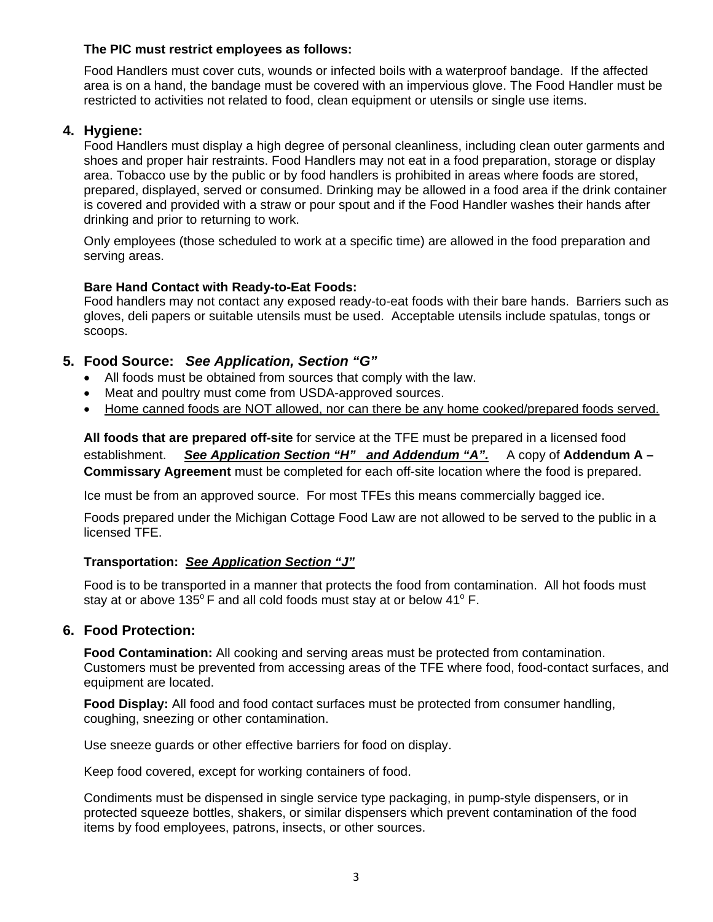**The PIC must restrict employees as follows:**

Food Handlers must cover cuts, wounds or infected boils with a waterproof bandage. If the affected area is on a hand, the bandage must be covered with an impervious glove. The Food Handler must be restricted to activities not related to food, clean equipment or utensils or single use items.

## 4. Hygiene:

Food Handlers must display a high degree of personal cleanliness, including clean outer garments and shoes and proper hair restraints. Food Handlers may not eat in a food preparation, storage or display area. Tobacco use by the public or by food handlers is prohibited in areas where foods are stored, prepared, displayed, served or consumed. Drinking may be allowed in a food area if the drink container is covered and provided with a straw or pour spout and if the Food Handler washes their hands after drinking and prior to returning to work.

Only employees (those scheduled to work at a specific time) are allowed in the food preparation and serving areas.

**Bare Hand Contact with Ready-to-Eat Foods:**
Food handlers may not contact any exposed ready-to-eat foods with their bare hands. Barriers such as gloves, deli papers or suitable utensils must be used. Acceptable utensils include spatulas, tongs or scoops.

## 5. Food Source: *See Application, Section "G"*

- All foods must be obtained from sources that comply with the law.
- Meat and poultry must come from USDA-approved sources.
- Home canned foods are NOT allowed, nor can there be any home cooked/prepared foods served.

**All foods that are prepared off-site** for service at the TFE must be prepared in a licensed food establishment. ***See Application Section "H" and Addendum "A".*** A copy of **Addendum A – Commissary Agreement** must be completed for each off-site location where the food is prepared.

Ice must be from an approved source. For most TFEs this means commercially bagged ice.

Foods prepared under the Michigan Cottage Food Law are not allowed to be served to the public in a licensed TFE.

**Transportation: *See Application Section "J"***

Food is to be transported in a manner that protects the food from contamination. All hot foods must stay at or above 135$^{o}$ F and all cold foods must stay at or below 41$^{o}$ F.

## 6. Food Protection:

**Food Contamination:** All cooking and serving areas must be protected from contamination. Customers must be prevented from accessing areas of the TFE where food, food-contact surfaces, and equipment are located.

**Food Display:** All food and food contact surfaces must be protected from consumer handling, coughing, sneezing or other contamination.

Use sneeze guards or other effective barriers for food on display.

Keep food covered, except for working containers of food.

Condiments must be dispensed in single service type packaging, in pump-style dispensers, or in protected squeeze bottles, shakers, or similar dispensers which prevent contamination of the food items by food employees, patrons, insects, or other sources.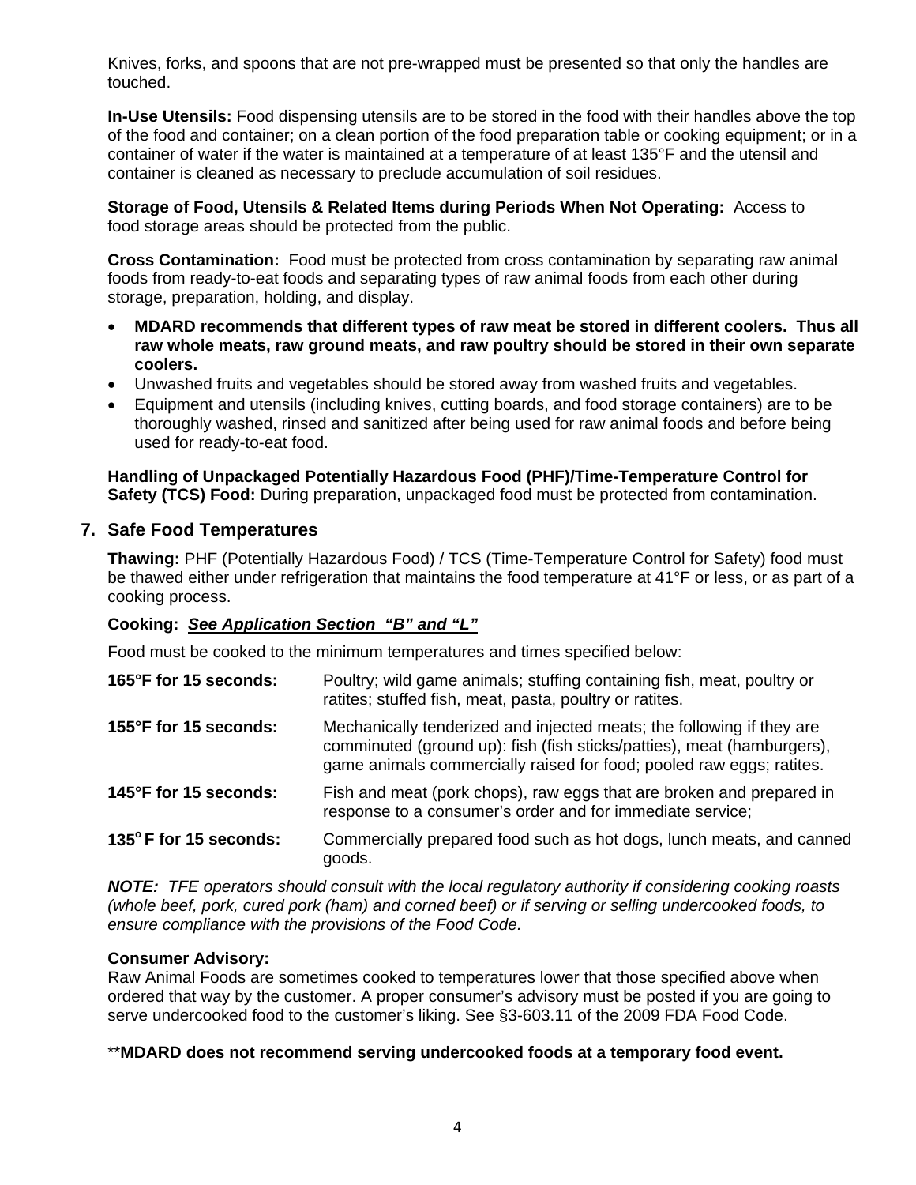Knives, forks, and spoons that are not pre-wrapped must be presented so that only the handles are touched.

**In-Use Utensils:** Food dispensing utensils are to be stored in the food with their handles above the top of the food and container; on a clean portion of the food preparation table or cooking equipment; or in a container of water if the water is maintained at a temperature of at least 135°F and the utensil and container is cleaned as necessary to preclude accumulation of soil residues.

**Storage of Food, Utensils & Related Items during Periods When Not Operating:** Access to food storage areas should be protected from the public.

**Cross Contamination:** Food must be protected from cross contamination by separating raw animal foods from ready-to-eat foods and separating types of raw animal foods from each other during storage, preparation, holding, and display.

- **MDARD recommends that different types of raw meat be stored in different coolers. Thus all raw whole meats, raw ground meats, and raw poultry should be stored in their own separate coolers.**
- Unwashed fruits and vegetables should be stored away from washed fruits and vegetables.
- Equipment and utensils (including knives, cutting boards, and food storage containers) are to be thoroughly washed, rinsed and sanitized after being used for raw animal foods and before being used for ready-to-eat food.

**Handling of Unpackaged Potentially Hazardous Food (PHF)/Time-Temperature Control for Safety (TCS) Food:** During preparation, unpackaged food must be protected from contamination.

## 7. Safe Food Temperatures

**Thawing:** PHF (Potentially Hazardous Food) / TCS (Time-Temperature Control for Safety) food must be thawed either under refrigeration that maintains the food temperature at 41°F or less, or as part of a cooking process.

**Cooking:** ***<u>See Application Section "B" and "L"</u>***

Food must be cooked to the minimum temperatures and times specified below:

| | |
|---|---|
| **165°F for 15 seconds:** | Poultry; wild game animals; stuffing containing fish, meat, poultry or ratites; stuffed fish, meat, pasta, poultry or ratites. |
| **155°F for 15 seconds:** | Mechanically tenderized and injected meats; the following if they are comminuted (ground up): fish (fish sticks/patties), meat (hamburgers), game animals commercially raised for food; pooled raw eggs; ratites. |
| **145°F for 15 seconds:** | Fish and meat (pork chops), raw eggs that are broken and prepared in response to a consumer's order and for immediate service; |
| **135°F for 15 seconds:** | Commercially prepared food such as hot dogs, lunch meats, and canned goods. |

***NOTE:*** *TFE operators should consult with the local regulatory authority if considering cooking roasts (whole beef, pork, cured pork (ham) and corned beef) or if serving or selling undercooked foods, to ensure compliance with the provisions of the Food Code.*

**Consumer Advisory:**
Raw Animal Foods are sometimes cooked to temperatures lower that those specified above when ordered that way by the customer. A proper consumer's advisory must be posted if you are going to serve undercooked food to the customer's liking. See §3-603.11 of the 2009 FDA Food Code.

\*\***MDARD does not recommend serving undercooked foods at a temporary food event.**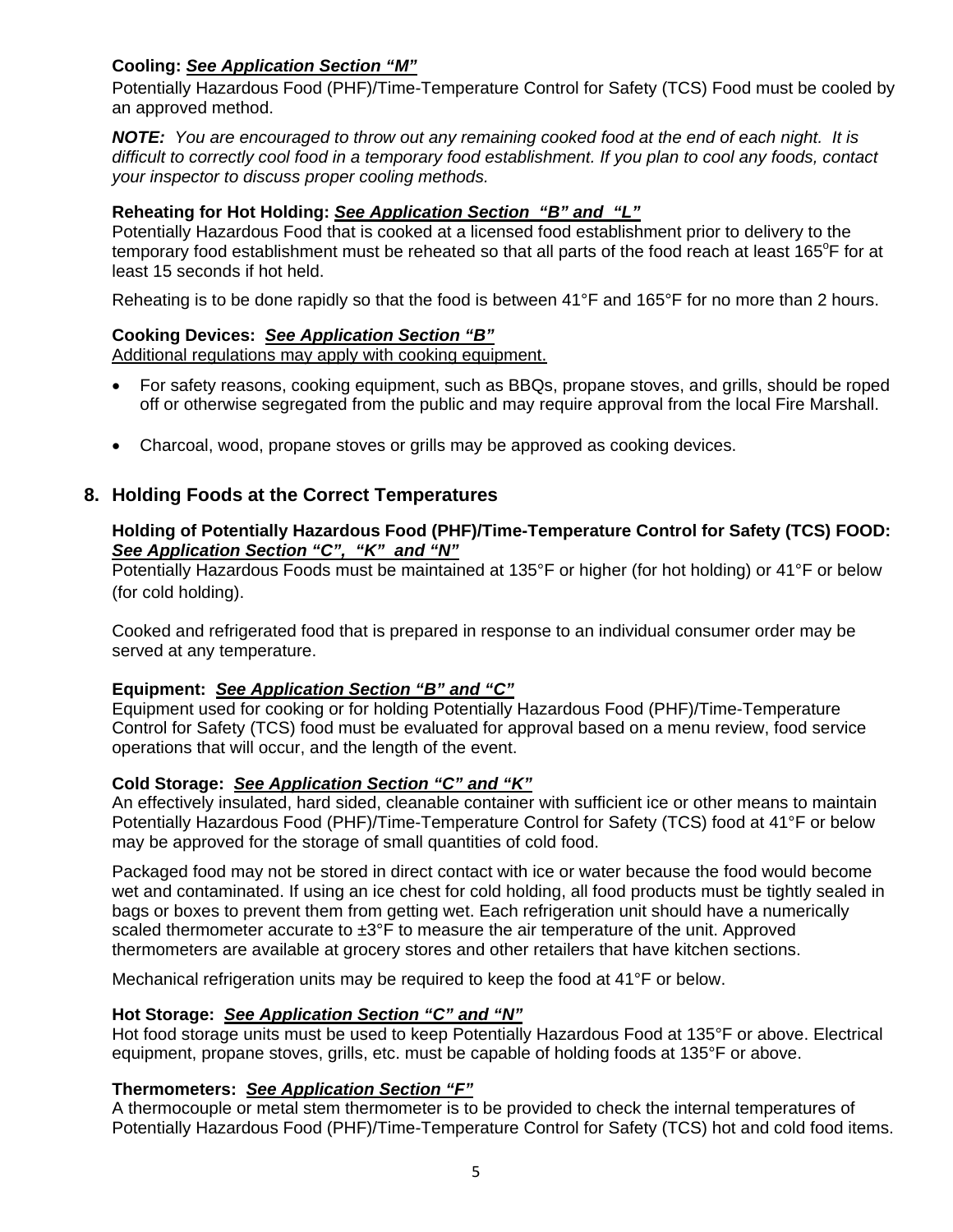**Cooling:** ***See Application Section "M"***

Potentially Hazardous Food (PHF)/Time-Temperature Control for Safety (TCS) Food must be cooled by an approved method.

***NOTE:*** *You are encouraged to throw out any remaining cooked food at the end of each night. It is difficult to correctly cool food in a temporary food establishment. If you plan to cool any foods, contact your inspector to discuss proper cooling methods.*

**Reheating for Hot Holding:** ***See Application Section "B" and "L"***

Potentially Hazardous Food that is cooked at a licensed food establishment prior to delivery to the temporary food establishment must be reheated so that all parts of the food reach at least 165°F for at least 15 seconds if hot held.

Reheating is to be done rapidly so that the food is between 41°F and 165°F for no more than 2 hours.

**Cooking Devices:** ***See Application Section "B"***

Additional regulations may apply with cooking equipment.

- For safety reasons, cooking equipment, such as BBQs, propane stoves, and grills, should be roped off or otherwise segregated from the public and may require approval from the local Fire Marshall.
- Charcoal, wood, propane stoves or grills may be approved as cooking devices.

## 8. Holding Foods at the Correct Temperatures

**Holding of Potentially Hazardous Food (PHF)/Time-Temperature Control for Safety (TCS) FOOD:** ***See Application Section "C", "K" and "N"***

Potentially Hazardous Foods must be maintained at 135°F or higher (for hot holding) or 41°F or below (for cold holding).

Cooked and refrigerated food that is prepared in response to an individual consumer order may be served at any temperature.

**Equipment:** ***See Application Section "B" and "C"***

Equipment used for cooking or for holding Potentially Hazardous Food (PHF)/Time-Temperature Control for Safety (TCS) food must be evaluated for approval based on a menu review, food service operations that will occur, and the length of the event.

**Cold Storage:** ***See Application Section "C" and "K"***

An effectively insulated, hard sided, cleanable container with sufficient ice or other means to maintain Potentially Hazardous Food (PHF)/Time-Temperature Control for Safety (TCS) food at 41°F or below may be approved for the storage of small quantities of cold food.

Packaged food may not be stored in direct contact with ice or water because the food would become wet and contaminated. If using an ice chest for cold holding, all food products must be tightly sealed in bags or boxes to prevent them from getting wet. Each refrigeration unit should have a numerically scaled thermometer accurate to ±3°F to measure the air temperature of the unit. Approved thermometers are available at grocery stores and other retailers that have kitchen sections.

Mechanical refrigeration units may be required to keep the food at 41°F or below.

**Hot Storage:** ***See Application Section "C" and "N"***

Hot food storage units must be used to keep Potentially Hazardous Food at 135°F or above. Electrical equipment, propane stoves, grills, etc. must be capable of holding foods at 135°F or above.

**Thermometers:** ***See Application Section "F"***

A thermocouple or metal stem thermometer is to be provided to check the internal temperatures of Potentially Hazardous Food (PHF)/Time-Temperature Control for Safety (TCS) hot and cold food items.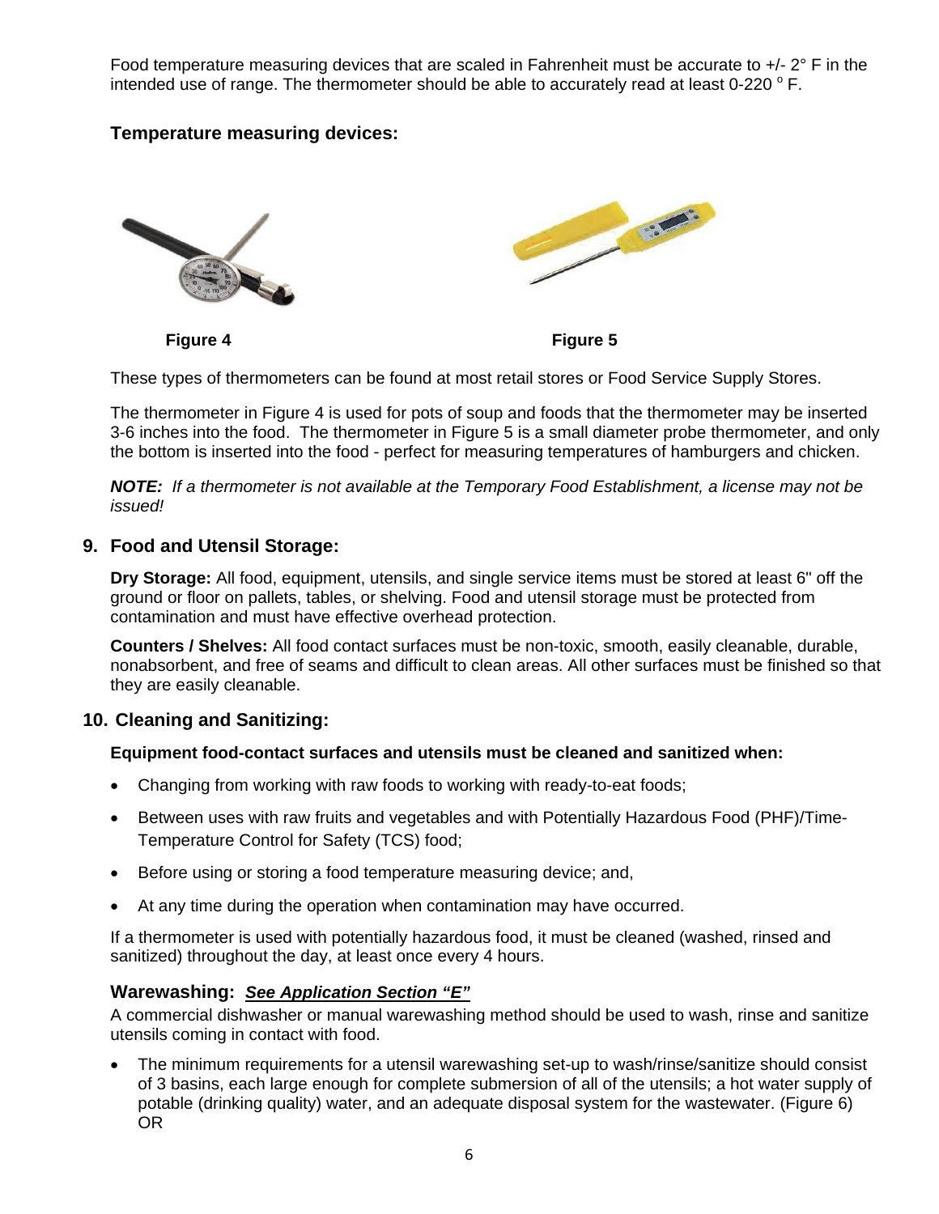Food temperature measuring devices that are scaled in Fahrenheit must be accurate to +/- 2° F in the intended use of range. The thermometer should be able to accurately read at least 0-220 °F.

### Temperature measuring devices:

**Figure 4**

**Figure 5**

These types of thermometers can be found at most retail stores or Food Service Supply Stores.

The thermometer in Figure 4 is used for pots of soup and foods that the thermometer may be inserted 3-6 inches into the food. The thermometer in Figure 5 is a small diameter probe thermometer, and only the bottom is inserted into the food - perfect for measuring temperatures of hamburgers and chicken.

***NOTE:*** *If a thermometer is not available at the Temporary Food Establishment, a license may not be issued!*

## 9. Food and Utensil Storage:

**Dry Storage:** All food, equipment, utensils, and single service items must be stored at least 6" off the ground or floor on pallets, tables, or shelving. Food and utensil storage must be protected from contamination and must have effective overhead protection.

**Counters / Shelves:** All food contact surfaces must be non-toxic, smooth, easily cleanable, durable, nonabsorbent, and free of seams and difficult to clean areas. All other surfaces must be finished so that they are easily cleanable.

## 10. Cleaning and Sanitizing:

**Equipment food-contact surfaces and utensils must be cleaned and sanitized when:**

- Changing from working with raw foods to working with ready-to-eat foods;
- Between uses with raw fruits and vegetables and with Potentially Hazardous Food (PHF)/Time-Temperature Control for Safety (TCS) food;
- Before using or storing a food temperature measuring device; and,
- At any time during the operation when contamination may have occurred.

If a thermometer is used with potentially hazardous food, it must be cleaned (washed, rinsed and sanitized) throughout the day, at least once every 4 hours.

### Warewashing: ***See Application Section "E"***

A commercial dishwasher or manual warewashing method should be used to wash, rinse and sanitize utensils coming in contact with food.

- The minimum requirements for a utensil warewashing set-up to wash/rinse/sanitize should consist of 3 basins, each large enough for complete submersion of all of the utensils; a hot water supply of potable (drinking quality) water, and an adequate disposal system for the wastewater. (Figure 6) OR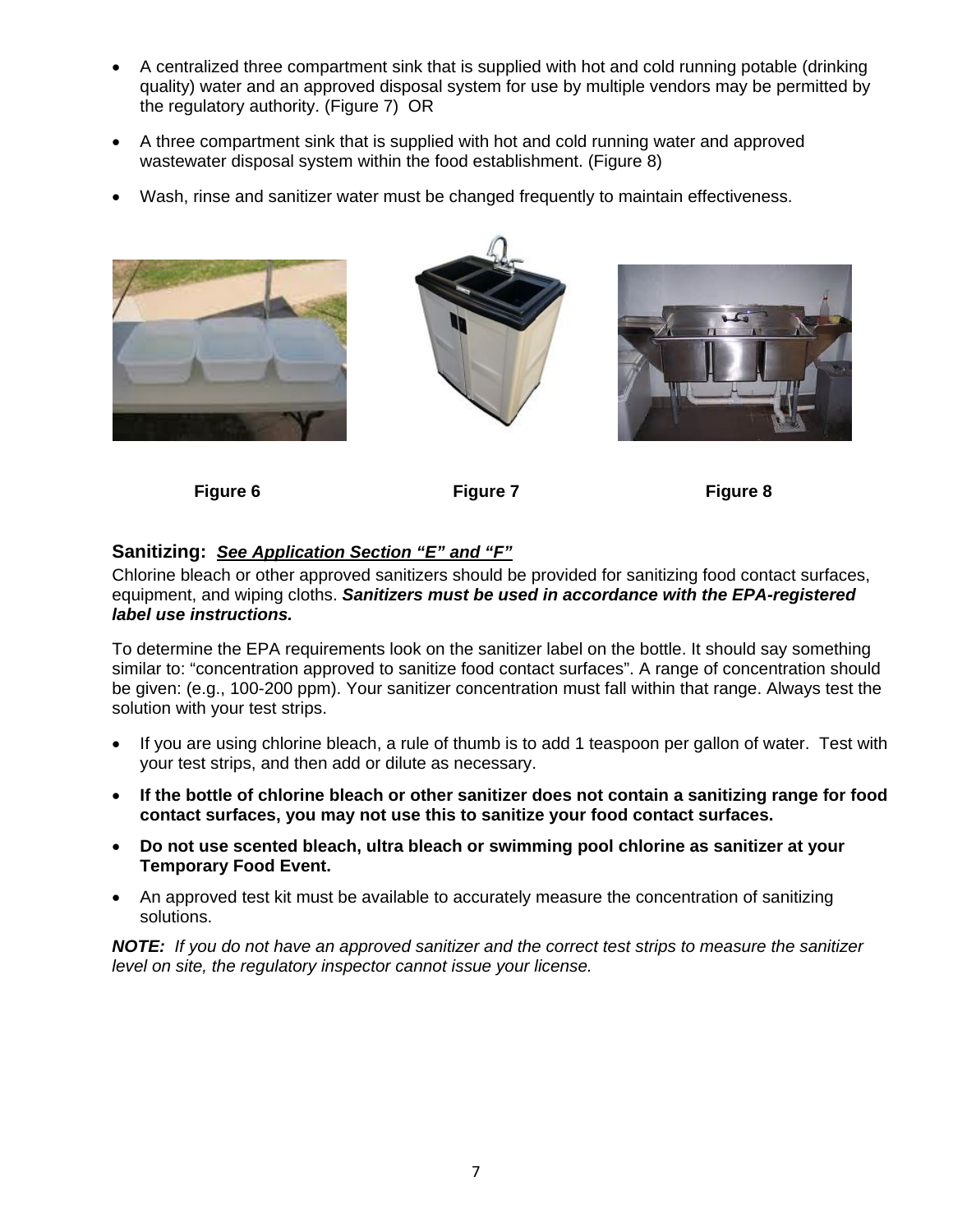- A centralized three compartment sink that is supplied with hot and cold running potable (drinking quality) water and an approved disposal system for use by multiple vendors may be permitted by the regulatory authority. (Figure 7) OR
- A three compartment sink that is supplied with hot and cold running water and approved wastewater disposal system within the food establishment. (Figure 8)
- Wash, rinse and sanitizer water must be changed frequently to maintain effectiveness.

**Figure 6** **Figure 7** **Figure 8**

## Sanitizing: ***See Application Section "E" and "F"***

Chlorine bleach or other approved sanitizers should be provided for sanitizing food contact surfaces, equipment, and wiping cloths. ***Sanitizers must be used in accordance with the EPA-registered label use instructions.***

To determine the EPA requirements look on the sanitizer label on the bottle. It should say something similar to: "concentration approved to sanitize food contact surfaces". A range of concentration should be given: (e.g., 100-200 ppm). Your sanitizer concentration must fall within that range. Always test the solution with your test strips.

- If you are using chlorine bleach, a rule of thumb is to add 1 teaspoon per gallon of water. Test with your test strips, and then add or dilute as necessary.
- **If the bottle of chlorine bleach or other sanitizer does not contain a sanitizing range for food contact surfaces, you may not use this to sanitize your food contact surfaces.**
- **Do not use scented bleach, ultra bleach or swimming pool chlorine as sanitizer at your Temporary Food Event.**
- An approved test kit must be available to accurately measure the concentration of sanitizing solutions.

***NOTE:*** *If you do not have an approved sanitizer and the correct test strips to measure the sanitizer level on site, the regulatory inspector cannot issue your license.*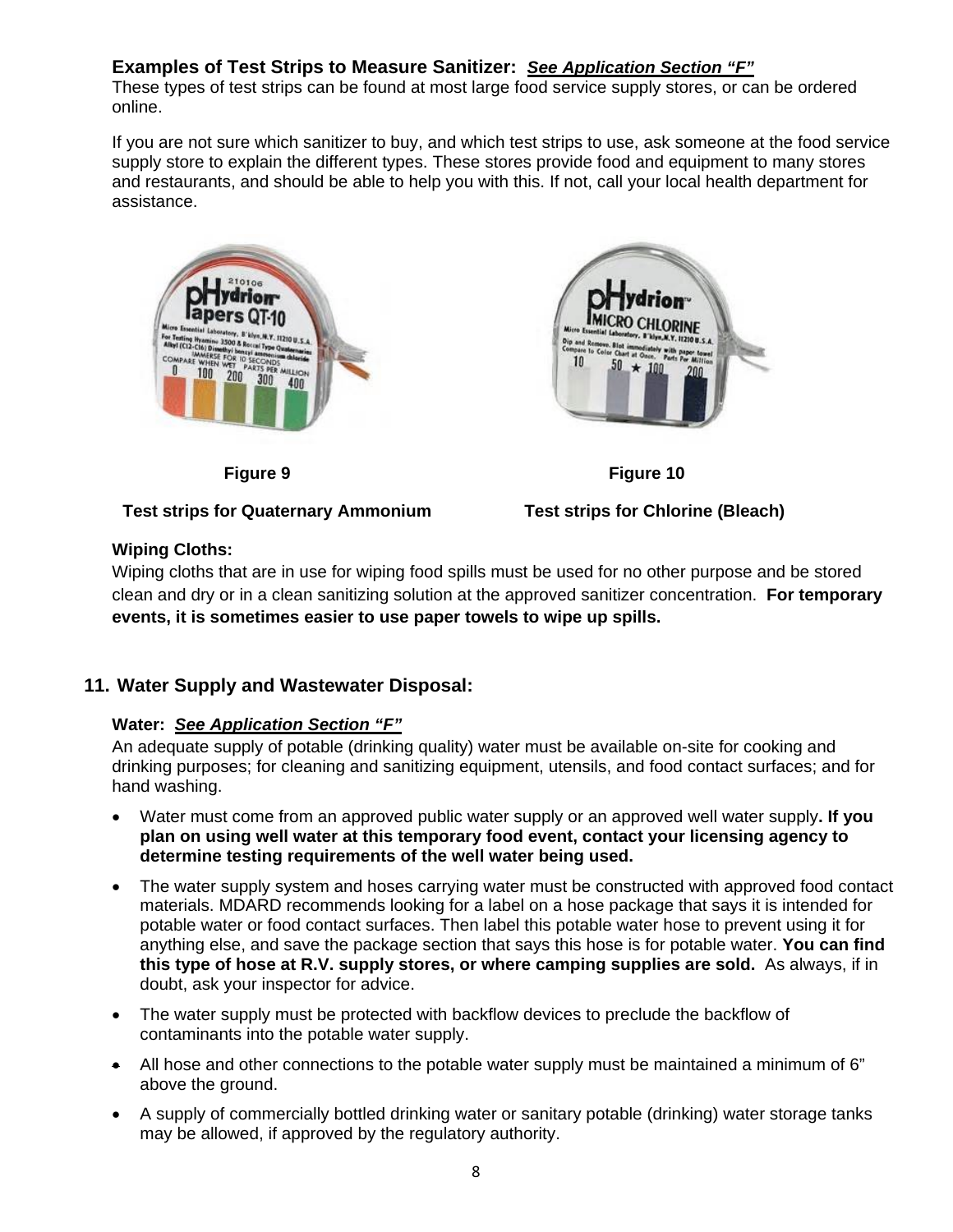**Examples of Test Strips to Measure Sanitizer:** ***See Application Section "F"***

These types of test strips can be found at most large food service supply stores, or can be ordered online.

If you are not sure which sanitizer to buy, and which test strips to use, ask someone at the food service supply store to explain the different types. These stores provide food and equipment to many stores and restaurants, and should be able to help you with this. If not, call your local health department for assistance.

**Figure 9**

**Test strips for Quaternary Ammonium**

**Figure 10**

**Test strips for Chlorine (Bleach)**

**Wiping Cloths:**

Wiping cloths that are in use for wiping food spills must be used for no other purpose and be stored clean and dry or in a clean sanitizing solution at the approved sanitizer concentration. **For temporary events, it is sometimes easier to use paper towels to wipe up spills.**

## 11. Water Supply and Wastewater Disposal:

**Water:** ***See Application Section "F"***

An adequate supply of potable (drinking quality) water must be available on-site for cooking and drinking purposes; for cleaning and sanitizing equipment, utensils, and food contact surfaces; and for hand washing.

- Water must come from an approved public water supply or an approved well water supply**. If you plan on using well water at this temporary food event, contact your licensing agency to determine testing requirements of the well water being used.**
- The water supply system and hoses carrying water must be constructed with approved food contact materials. MDARD recommends looking for a label on a hose package that says it is intended for potable water or food contact surfaces. Then label this potable water hose to prevent using it for anything else, and save the package section that says this hose is for potable water. **You can find this type of hose at R.V. supply stores, or where camping supplies are sold.** As always, if in doubt, ask your inspector for advice.
- The water supply must be protected with backflow devices to preclude the backflow of contaminants into the potable water supply.
- All hose and other connections to the potable water supply must be maintained a minimum of 6" above the ground.
- A supply of commercially bottled drinking water or sanitary potable (drinking) water storage tanks may be allowed, if approved by the regulatory authority.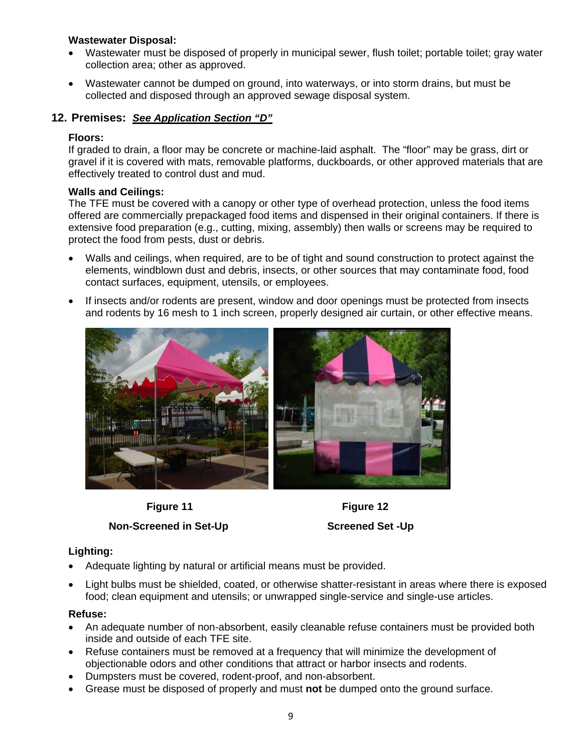**Wastewater Disposal:**

- Wastewater must be disposed of properly in municipal sewer, flush toilet; portable toilet; gray water collection area; other as approved.
- Wastewater cannot be dumped on ground, into waterways, or into storm drains, but must be collected and disposed through an approved sewage disposal system.

## 12. Premises: ***See Application Section "D"***

**Floors:**

If graded to drain, a floor may be concrete or machine-laid asphalt. The "floor" may be grass, dirt or gravel if it is covered with mats, removable platforms, duckboards, or other approved materials that are effectively treated to control dust and mud.

**Walls and Ceilings:**

The TFE must be covered with a canopy or other type of overhead protection, unless the food items offered are commercially prepackaged food items and dispensed in their original containers. If there is extensive food preparation (e.g., cutting, mixing, assembly) then walls or screens may be required to protect the food from pests, dust or debris.

- Walls and ceilings, when required, are to be of tight and sound construction to protect against the elements, windblown dust and debris, insects, or other sources that may contaminate food, food contact surfaces, equipment, utensils, or employees.
- If insects and/or rodents are present, window and door openings must be protected from insects and rodents by 16 mesh to 1 inch screen, properly designed air curtain, or other effective means.

**Figure 11**

**Non-Screened in Set-Up**

**Figure 12**

**Screened Set -Up**

**Lighting:**

- Adequate lighting by natural or artificial means must be provided.
- Light bulbs must be shielded, coated, or otherwise shatter-resistant in areas where there is exposed food; clean equipment and utensils; or unwrapped single-service and single-use articles.

**Refuse:**

- An adequate number of non-absorbent, easily cleanable refuse containers must be provided both inside and outside of each TFE site.
- Refuse containers must be removed at a frequency that will minimize the development of objectionable odors and other conditions that attract or harbor insects and rodents.
- Dumpsters must be covered, rodent-proof, and non-absorbent.
- Grease must be disposed of properly and must **not** be dumped onto the ground surface.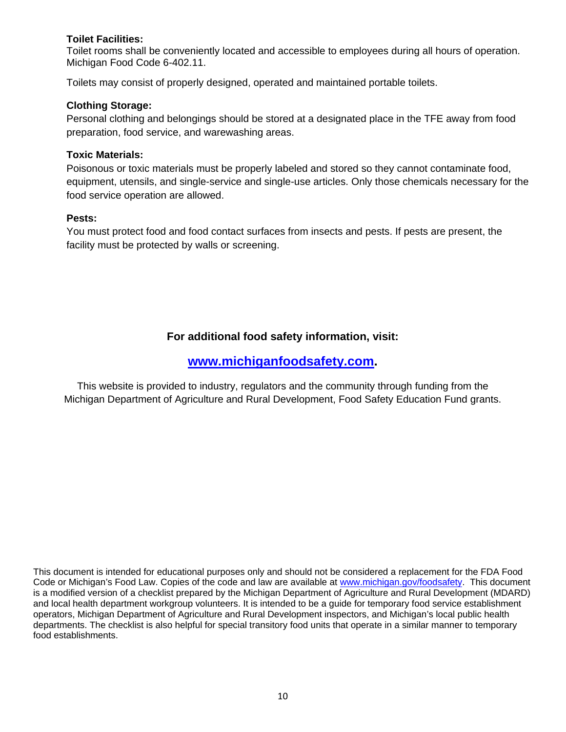**Toilet Facilities:**
Toilet rooms shall be conveniently located and accessible to employees during all hours of operation. Michigan Food Code 6-402.11.

Toilets may consist of properly designed, operated and maintained portable toilets.

**Clothing Storage:**
Personal clothing and belongings should be stored at a designated place in the TFE away from food preparation, food service, and warewashing areas.

**Toxic Materials:**
Poisonous or toxic materials must be properly labeled and stored so they cannot contaminate food, equipment, utensils, and single-service and single-use articles. Only those chemicals necessary for the food service operation are allowed.

**Pests:**
You must protect food and food contact surfaces from insects and pests. If pests are present, the facility must be protected by walls or screening.

**For additional food safety information, visit:**

**[www.michiganfoodsafety.com](http://www.michiganfoodsafety.com).**

This website is provided to industry, regulators and the community through funding from the Michigan Department of Agriculture and Rural Development, Food Safety Education Fund grants.

This document is intended for educational purposes only and should not be considered a replacement for the FDA Food Code or Michigan's Food Law. Copies of the code and law are available at [www.michigan.gov/foodsafety](http://www.michigan.gov/foodsafety). This document is a modified version of a checklist prepared by the Michigan Department of Agriculture and Rural Development (MDARD) and local health department workgroup volunteers. It is intended to be a guide for temporary food service establishment operators, Michigan Department of Agriculture and Rural Development inspectors, and Michigan's local public health departments. The checklist is also helpful for special transitory food units that operate in a similar manner to temporary food establishments.